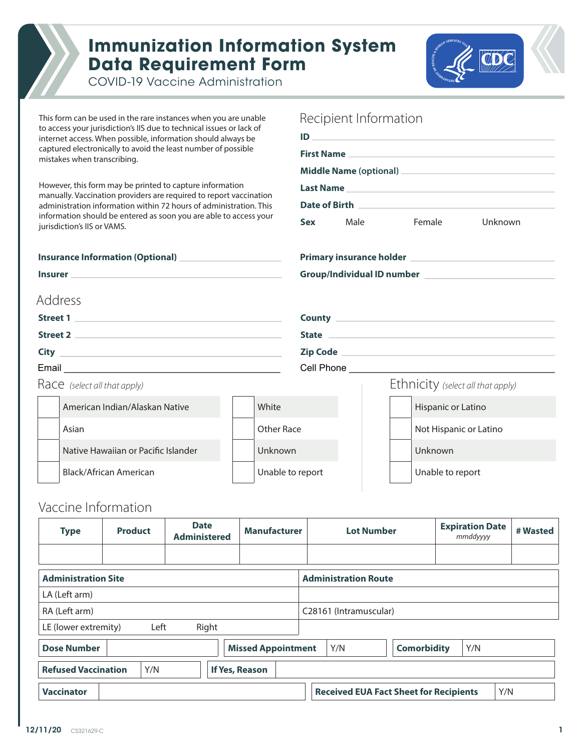# Immunization Information System Data Requirement Form

COVID-19 Vaccine Administration

This form can be used in the rare instances when you are unable to access your jurisdiction's IIS due to technical issues or lack of internet access. When possible, information should always be captured electronically to avoid the least number of possible mistakes when transcribing.

However, this form may be printed to capture information manually. Vaccination providers are required to report vaccination administration information within 72 hours of administration. This information should be entered as soon you are able to access your jurisdiction's IIS or VAMS.

## Recipient Information

**ID** ______________________________

**First Name** ______________________________

**Middle Name (optional)** ______________________________

**Last Name** ______________________________

**Date of Birth** ______________________________

**Sex** Male Female Unknown

**Insurance Information (Optional)** ______________________________

**Insurer** ______________________________

**Primary insurance holder** ______________________________

**Group/Individual ID number** ______________________________

## Address

**Street 1** ______________________________

**Street 2** ______________________________

**City** ______________________________

Email ______________________________

**County** ______________________________

**State** ______________________________

**Zip Code** ______________________________

Cell Phone ______________________________

## Race *(select all that apply)*

| | | | |
|---|---|---|---|
| ☐ | American Indian/Alaskan Native | ☐ | White |
| ☐ | Asian | ☐ | Other Race |
| ☐ | Native Hawaiian or Pacific Islander | ☐ | Unknown |
| ☐ | Black/African American | ☐ | Unable to report |

## Ethnicity *(select all that apply)*

| | |
|---|---|
| ☐ | Hispanic or Latino |
| ☐ | Not Hispanic or Latino |
| ☐ | Unknown |
| ☐ | Unable to report |

## Vaccine Information

| Type | Product | Date Administered | Manufacturer | Lot Number | Expiration Date *mmddyyyy* | # Wasted |
|---|---|---|---|---|---|---|
| | | | | | | |

| Administration Site | Administration Route |
|---|---|
| LA (Left arm) | |
| RA (Left arm) | C28161 (Intramuscular) |
| LE (lower extremity) Left Right | |

| **Dose Number** | | **Missed Appointment** | Y/N | **Comorbidity** | Y/N |
|---|---|---|---|---|---|

| **Refused Vaccination** | Y/N | **If Yes, Reason** | |
|---|---|---|---|

| **Vaccinator** | | **Received EUA Fact Sheet for Recipients** | Y/N |
|---|---|---|---|

12/11/20 CS321629-C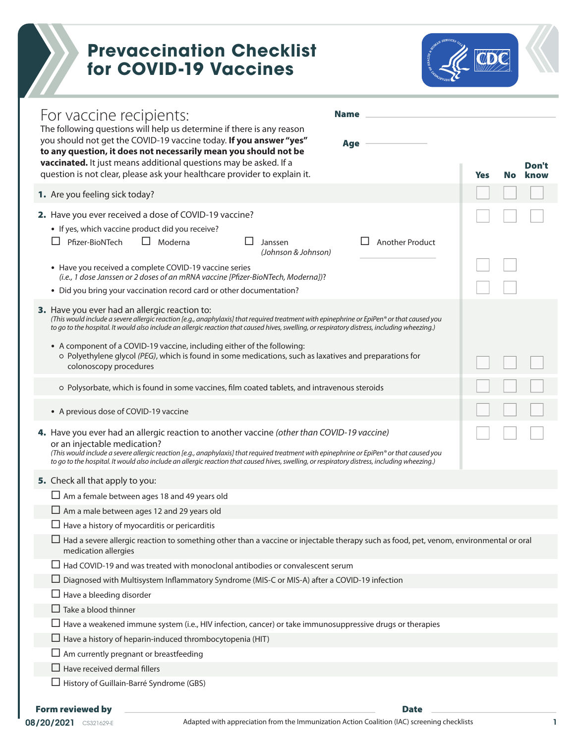# Prevaccination Checklist for COVID-19 Vaccines

## For vaccine recipients:

**Name** ______________________

**Age** ______________________

The following questions will help us determine if there is any reason you should not get the COVID-19 vaccine today. **If you answer "yes" to any question, it does not necessarily mean you should not be vaccinated.** It just means additional questions may be asked. If a question is not clear, please ask your healthcare provider to explain it.

| | Yes | No | Don't know |
|---|---|---|---|
| **1.** Are you feeling sick today? | ☐ | ☐ | ☐ |
| **2.** Have you ever received a dose of COVID-19 vaccine? | ☐ | ☐ | ☐ |
| • If yes, which vaccine product did you receive? ☐ Pfizer-BioNTech ☐ Moderna ☐ Janssen *(Johnson & Johnson)* ☐ Another Product ______ | | | |
| • Have you received a complete COVID-19 vaccine series *(i.e., 1 dose Janssen or 2 doses of an mRNA vaccine [Pfizer-BioNTech, Moderna])*? | ☐ | ☐ | |
| • Did you bring your vaccination record card or other documentation? | ☐ | ☐ | |
| **3.** Have you ever had an allergic reaction to: *(This would include a severe allergic reaction [e.g., anaphylaxis] that required treatment with epinephrine or EpiPen® or that caused you to go to the hospital. It would also include an allergic reaction that caused hives, swelling, or respiratory distress, including wheezing.)* | | | |
| • A component of a COVID-19 vaccine, including either of the following: ○ Polyethylene glycol *(PEG)*, which is found in some medications, such as laxatives and preparations for colonoscopy procedures | ☐ | ☐ | ☐ |
| ○ Polysorbate, which is found in some vaccines, film coated tablets, and intravenous steroids | ☐ | ☐ | ☐ |
| • A previous dose of COVID-19 vaccine | ☐ | ☐ | ☐ |
| **4.** Have you ever had an allergic reaction to another vaccine *(other than COVID-19 vaccine)* or an injectable medication? *(This would include a severe allergic reaction [e.g., anaphylaxis] that required treatment with epinephrine or EpiPen® or that caused you to go to the hospital. It would also include an allergic reaction that caused hives, swelling, or respiratory distress, including wheezing.)* | ☐ | ☐ | ☐ |

**5.** Check all that apply to you:

- ☐ Am a female between ages 18 and 49 years old
- ☐ Am a male between ages 12 and 29 years old
- ☐ Have a history of myocarditis or pericarditis
- ☐ Had a severe allergic reaction to something other than a vaccine or injectable therapy such as food, pet, venom, environmental or oral medication allergies
- ☐ Had COVID-19 and was treated with monoclonal antibodies or convalescent serum
- ☐ Diagnosed with Multisystem Inflammatory Syndrome (MIS-C or MIS-A) after a COVID-19 infection
- ☐ Have a bleeding disorder
- ☐ Take a blood thinner
- ☐ Have a weakened immune system (i.e., HIV infection, cancer) or take immunosuppressive drugs or therapies
- ☐ Have a history of heparin-induced thrombocytopenia (HIT)
- ☐ Am currently pregnant or breastfeeding
- ☐ Have received dermal fillers
- ☐ History of Guillain-Barré Syndrome (GBS)

**Form reviewed by** ______________________ **Date** ______________________

**08/20/2021** CS321629-E

Adapted with appreciation from the Immunization Action Coalition (IAC) screening checklists